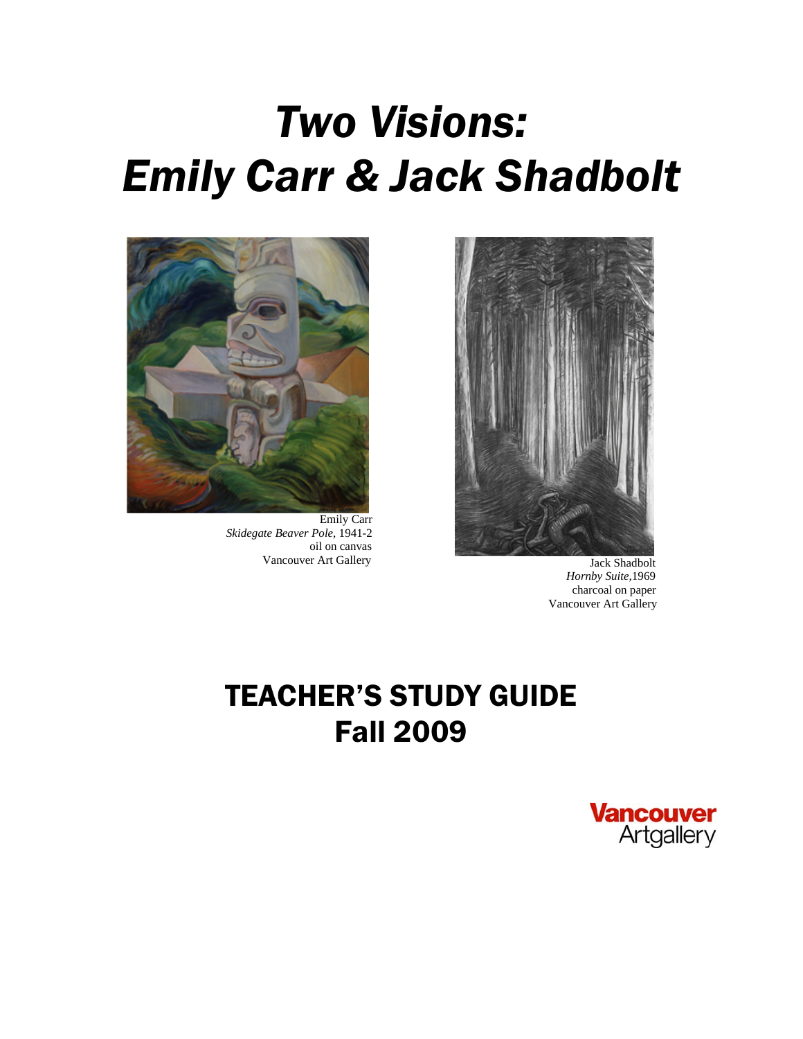# *Two Visions: Emily Carr & Jack Shadbolt*

Emily Carr
*Skidegate Beaver Pole*, 1941-2
oil on canvas
Vancouver Art Gallery

Jack Shadbolt
*Hornby Suite*,1969
charcoal on paper
Vancouver Art Gallery

## TEACHER'S STUDY GUIDE
## Fall 2009

Vancouver Artgallery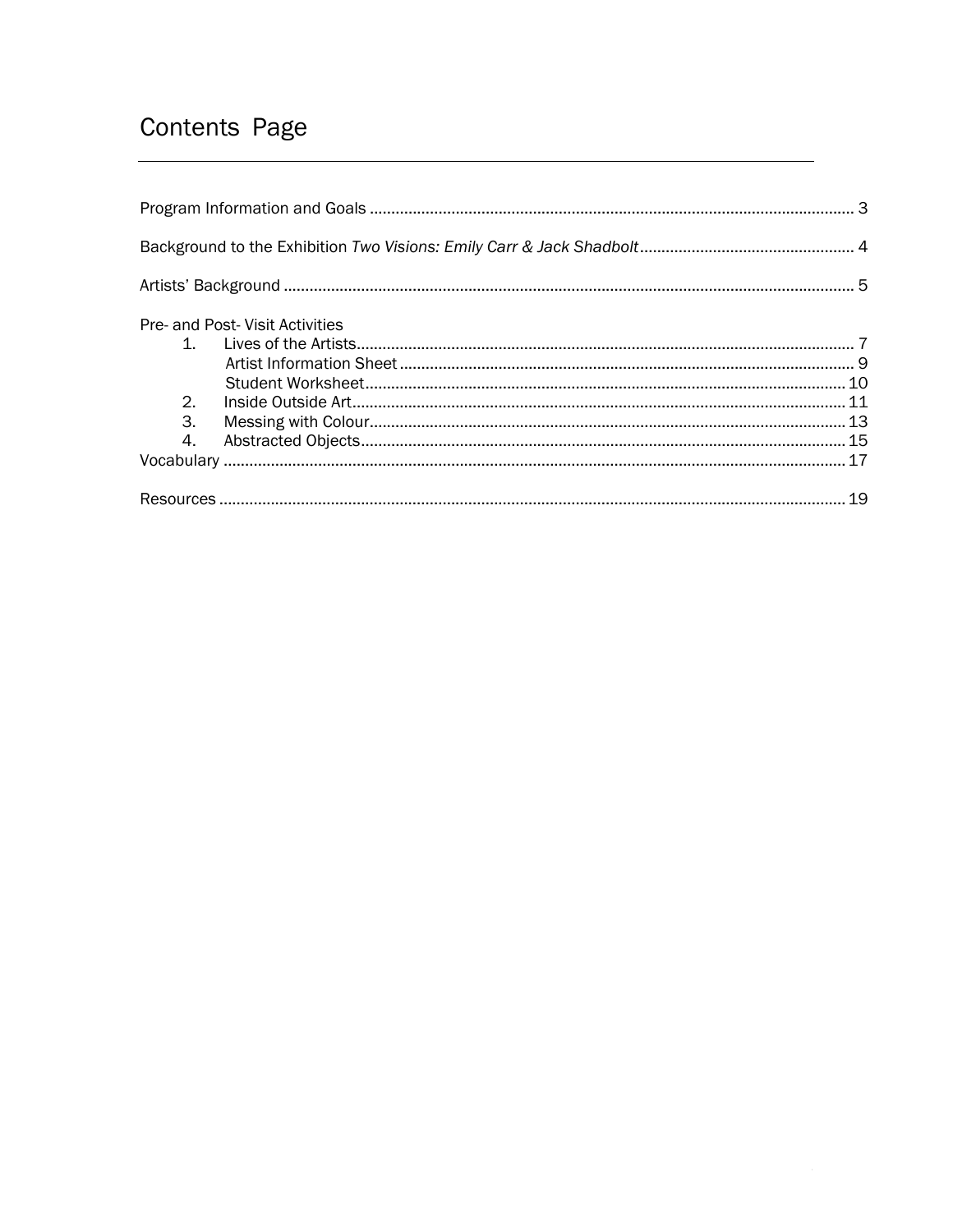# Contents Page

Program Information and Goals ..................................................... 3

Background to the Exhibition *Two Visions: Emily Carr & Jack Shadbolt* ..................................................... 4

Artists' Background ..................................................... 5

Pre- and Post- Visit Activities

1. Lives of the Artists ..................................................... 7
   - Artist Information Sheet ..................................................... 9
   - Student Worksheet ..................................................... 10
2. Inside Outside Art ..................................................... 11
3. Messing with Colour ..................................................... 13
4. Abstracted Objects ..................................................... 15

Vocabulary ..................................................... 17

Resources ..................................................... 19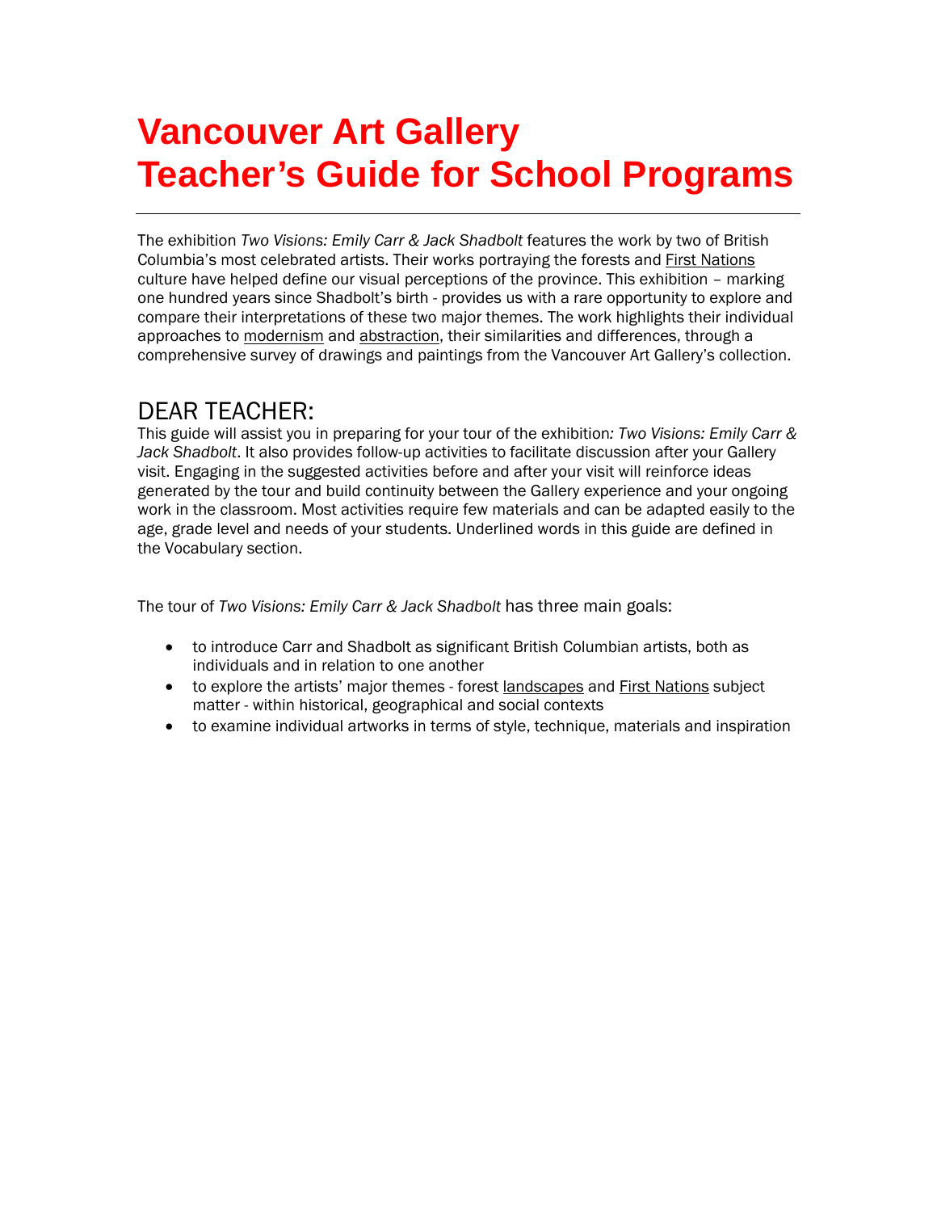# Vancouver Art Gallery
# Teacher's Guide for School Programs

---

The exhibition *Two Visions: Emily Carr & Jack Shadbolt* features the work by two of British Columbia's most celebrated artists. Their works portraying the forests and First Nations culture have helped define our visual perceptions of the province. This exhibition – marking one hundred years since Shadbolt's birth - provides us with a rare opportunity to explore and compare their interpretations of these two major themes. The work highlights their individual approaches to modernism and abstraction, their similarities and differences, through a comprehensive survey of drawings and paintings from the Vancouver Art Gallery's collection.

## DEAR TEACHER:

This guide will assist you in preparing for your tour of the exhibition*: Two Visions: Emily Carr & Jack Shadbolt*. It also provides follow-up activities to facilitate discussion after your Gallery visit. Engaging in the suggested activities before and after your visit will reinforce ideas generated by the tour and build continuity between the Gallery experience and your ongoing work in the classroom. Most activities require few materials and can be adapted easily to the age, grade level and needs of your students. Underlined words in this guide are defined in the Vocabulary section.

The tour of *Two Visions: Emily Carr & Jack Shadbolt* has three main goals:

- to introduce Carr and Shadbolt as significant British Columbian artists, both as individuals and in relation to one another
- to explore the artists' major themes - forest landscapes and First Nations subject matter - within historical, geographical and social contexts
- to examine individual artworks in terms of style, technique, materials and inspiration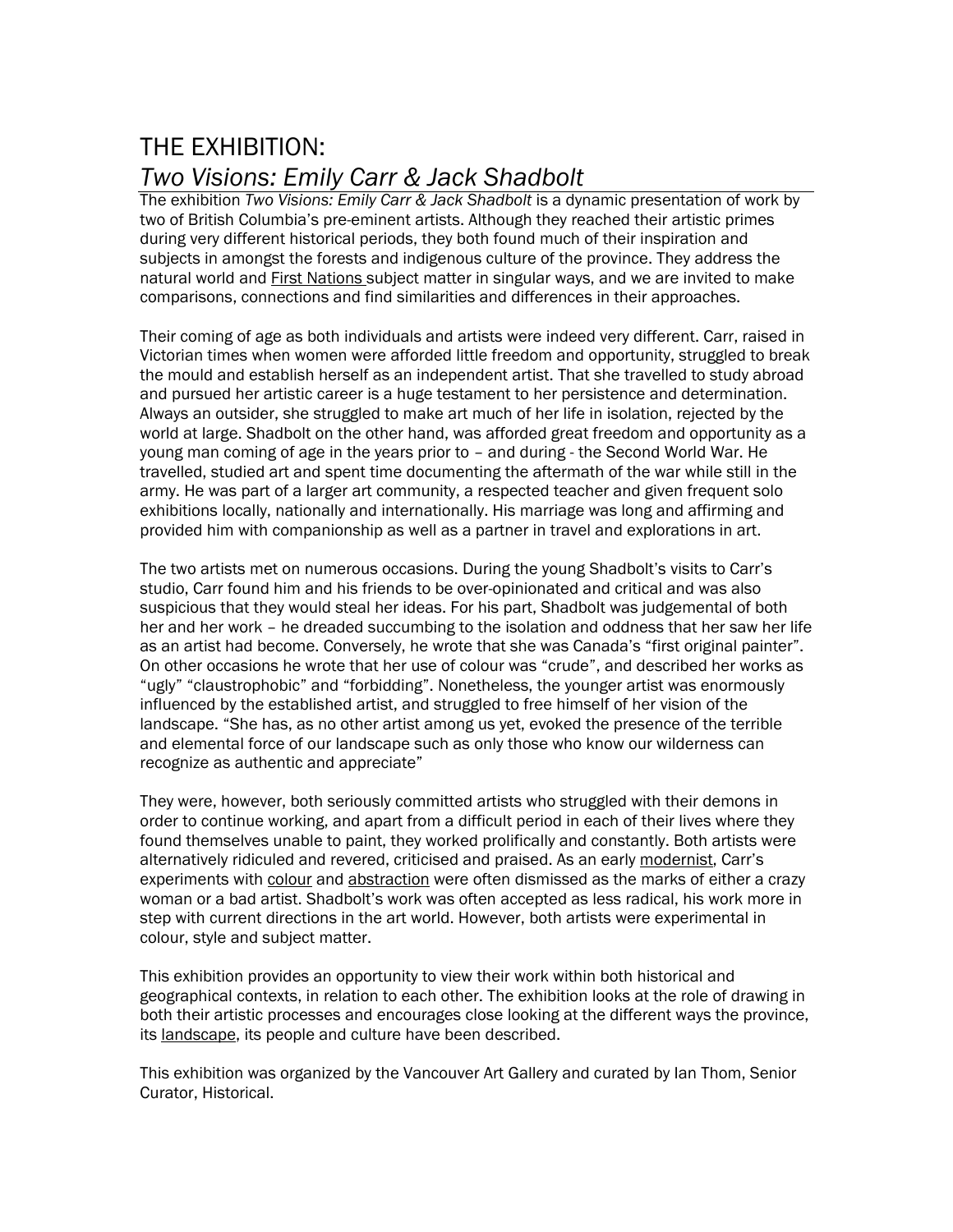# THE EXHIBITION:
## *Two Visions: Emily Carr & Jack Shadbolt*

The exhibition *Two Visions: Emily Carr & Jack Shadbolt* is a dynamic presentation of work by two of British Columbia's pre-eminent artists. Although they reached their artistic primes during very different historical periods, they both found much of their inspiration and subjects in amongst the forests and indigenous culture of the province. They address the natural world and First Nations subject matter in singular ways, and we are invited to make comparisons, connections and find similarities and differences in their approaches.

Their coming of age as both individuals and artists were indeed very different. Carr, raised in Victorian times when women were afforded little freedom and opportunity, struggled to break the mould and establish herself as an independent artist. That she travelled to study abroad and pursued her artistic career is a huge testament to her persistence and determination. Always an outsider, she struggled to make art much of her life in isolation, rejected by the world at large. Shadbolt on the other hand, was afforded great freedom and opportunity as a young man coming of age in the years prior to – and during - the Second World War. He travelled, studied art and spent time documenting the aftermath of the war while still in the army. He was part of a larger art community, a respected teacher and given frequent solo exhibitions locally, nationally and internationally. His marriage was long and affirming and provided him with companionship as well as a partner in travel and explorations in art.

The two artists met on numerous occasions. During the young Shadbolt's visits to Carr's studio, Carr found him and his friends to be over-opinionated and critical and was also suspicious that they would steal her ideas. For his part, Shadbolt was judgemental of both her and her work – he dreaded succumbing to the isolation and oddness that her saw her life as an artist had become. Conversely, he wrote that she was Canada's "first original painter". On other occasions he wrote that her use of colour was "crude", and described her works as "ugly" "claustrophobic" and "forbidding". Nonetheless, the younger artist was enormously influenced by the established artist, and struggled to free himself of her vision of the landscape. "She has, as no other artist among us yet, evoked the presence of the terrible and elemental force of our landscape such as only those who know our wilderness can recognize as authentic and appreciate"

They were, however, both seriously committed artists who struggled with their demons in order to continue working, and apart from a difficult period in each of their lives where they found themselves unable to paint, they worked prolifically and constantly. Both artists were alternatively ridiculed and revered, criticised and praised. As an early modernist, Carr's experiments with colour and abstraction were often dismissed as the marks of either a crazy woman or a bad artist. Shadbolt's work was often accepted as less radical, his work more in step with current directions in the art world. However, both artists were experimental in colour, style and subject matter.

This exhibition provides an opportunity to view their work within both historical and geographical contexts, in relation to each other. The exhibition looks at the role of drawing in both their artistic processes and encourages close looking at the different ways the province, its landscape, its people and culture have been described.

This exhibition was organized by the Vancouver Art Gallery and curated by Ian Thom, Senior Curator, Historical.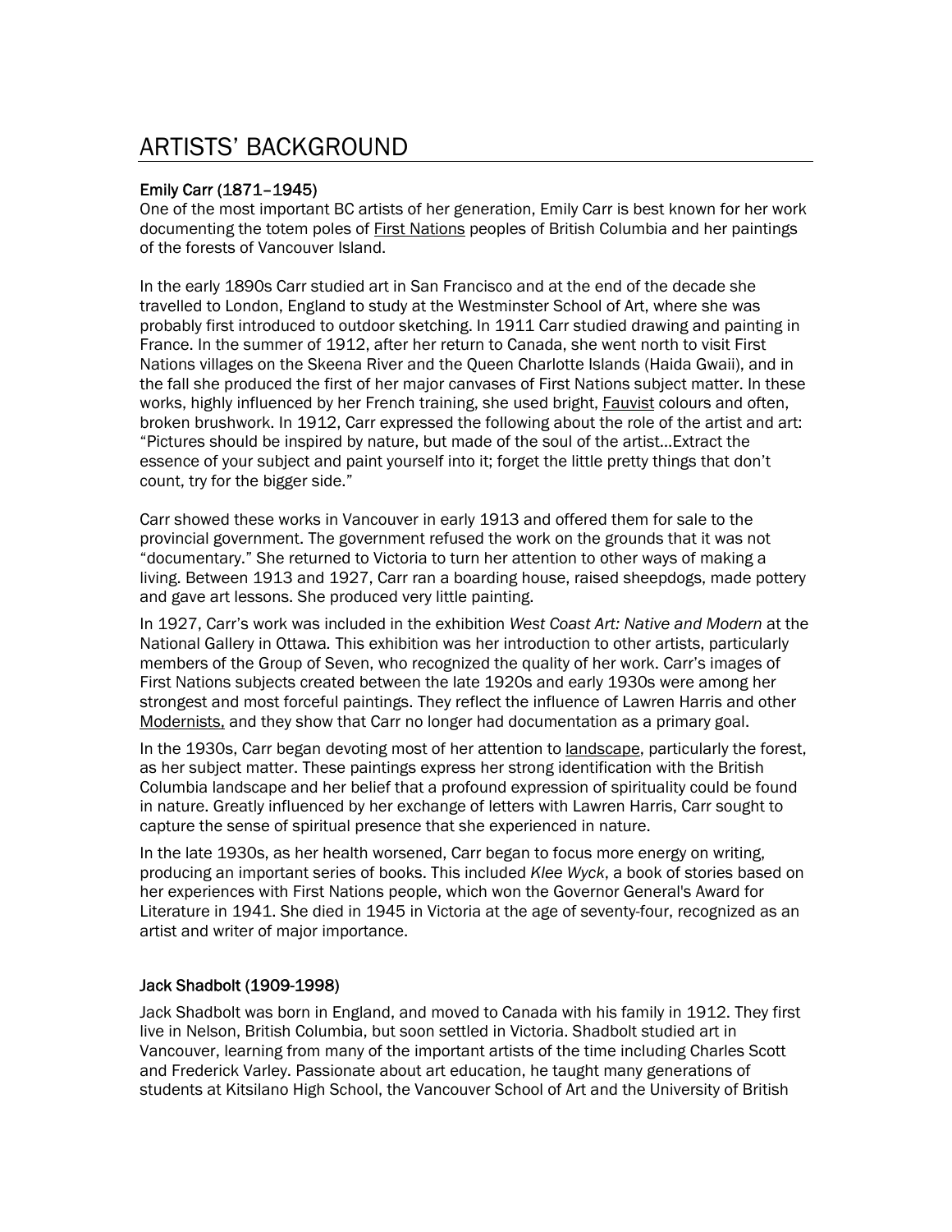# ARTISTS' BACKGROUND

**Emily Carr (1871–1945)**

One of the most important BC artists of her generation, Emily Carr is best known for her work documenting the totem poles of First Nations peoples of British Columbia and her paintings of the forests of Vancouver Island.

In the early 1890s Carr studied art in San Francisco and at the end of the decade she travelled to London, England to study at the Westminster School of Art, where she was probably first introduced to outdoor sketching. In 1911 Carr studied drawing and painting in France. In the summer of 1912, after her return to Canada, she went north to visit First Nations villages on the Skeena River and the Queen Charlotte Islands (Haida Gwaii), and in the fall she produced the first of her major canvases of First Nations subject matter. In these works, highly influenced by her French training, she used bright, Fauvist colours and often, broken brushwork. In 1912, Carr expressed the following about the role of the artist and art: "Pictures should be inspired by nature, but made of the soul of the artist…Extract the essence of your subject and paint yourself into it; forget the little pretty things that don't count, try for the bigger side."

Carr showed these works in Vancouver in early 1913 and offered them for sale to the provincial government. The government refused the work on the grounds that it was not "documentary." She returned to Victoria to turn her attention to other ways of making a living. Between 1913 and 1927, Carr ran a boarding house, raised sheepdogs, made pottery and gave art lessons. She produced very little painting.

In 1927, Carr's work was included in the exhibition *West Coast Art: Native and Modern* at the National Gallery in Ottawa. This exhibition was her introduction to other artists, particularly members of the Group of Seven, who recognized the quality of her work. Carr's images of First Nations subjects created between the late 1920s and early 1930s were among her strongest and most forceful paintings. They reflect the influence of Lawren Harris and other Modernists, and they show that Carr no longer had documentation as a primary goal.

In the 1930s, Carr began devoting most of her attention to landscape, particularly the forest, as her subject matter. These paintings express her strong identification with the British Columbia landscape and her belief that a profound expression of spirituality could be found in nature. Greatly influenced by her exchange of letters with Lawren Harris, Carr sought to capture the sense of spiritual presence that she experienced in nature.

In the late 1930s, as her health worsened, Carr began to focus more energy on writing, producing an important series of books. This included *Klee Wyck*, a book of stories based on her experiences with First Nations people, which won the Governor General's Award for Literature in 1941. She died in 1945 in Victoria at the age of seventy-four, recognized as an artist and writer of major importance.

**Jack Shadbolt (1909-1998)**

Jack Shadbolt was born in England, and moved to Canada with his family in 1912. They first live in Nelson, British Columbia, but soon settled in Victoria. Shadbolt studied art in Vancouver, learning from many of the important artists of the time including Charles Scott and Frederick Varley. Passionate about art education, he taught many generations of students at Kitsilano High School, the Vancouver School of Art and the University of British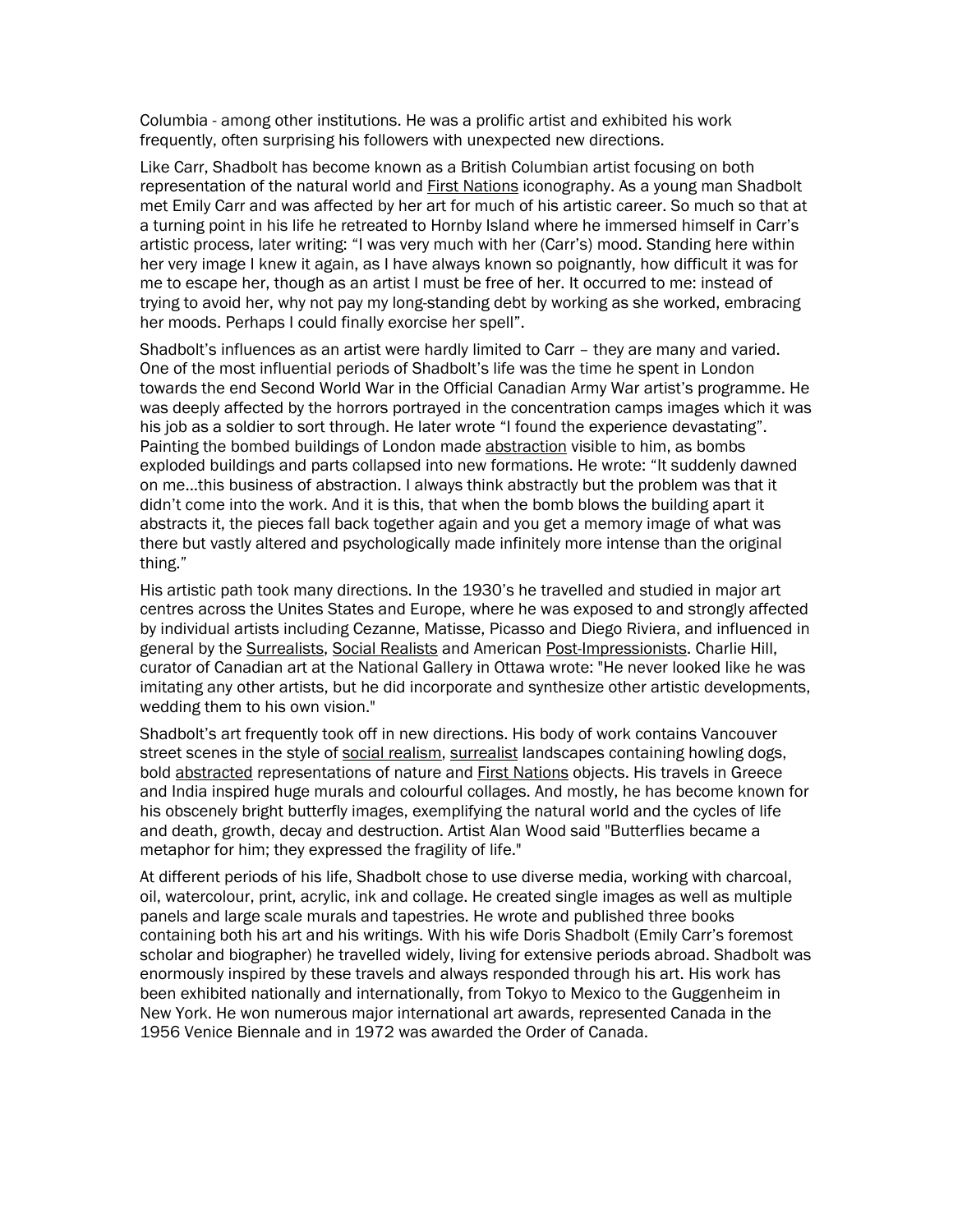Columbia - among other institutions. He was a prolific artist and exhibited his work frequently, often surprising his followers with unexpected new directions.

Like Carr, Shadbolt has become known as a British Columbian artist focusing on both representation of the natural world and First Nations iconography. As a young man Shadbolt met Emily Carr and was affected by her art for much of his artistic career. So much so that at a turning point in his life he retreated to Hornby Island where he immersed himself in Carr's artistic process, later writing: "I was very much with her (Carr's) mood. Standing here within her very image I knew it again, as I have always known so poignantly, how difficult it was for me to escape her, though as an artist I must be free of her. It occurred to me: instead of trying to avoid her, why not pay my long-standing debt by working as she worked, embracing her moods. Perhaps I could finally exorcise her spell".

Shadbolt's influences as an artist were hardly limited to Carr – they are many and varied. One of the most influential periods of Shadbolt's life was the time he spent in London towards the end Second World War in the Official Canadian Army War artist's programme. He was deeply affected by the horrors portrayed in the concentration camps images which it was his job as a soldier to sort through. He later wrote "I found the experience devastating". Painting the bombed buildings of London made abstraction visible to him, as bombs exploded buildings and parts collapsed into new formations. He wrote: "It suddenly dawned on me…this business of abstraction. I always think abstractly but the problem was that it didn't come into the work. And it is this, that when the bomb blows the building apart it abstracts it, the pieces fall back together again and you get a memory image of what was there but vastly altered and psychologically made infinitely more intense than the original thing."

His artistic path took many directions. In the 1930's he travelled and studied in major art centres across the Unites States and Europe, where he was exposed to and strongly affected by individual artists including Cezanne, Matisse, Picasso and Diego Riviera, and influenced in general by the Surrealists, Social Realists and American Post-Impressionists. Charlie Hill, curator of Canadian art at the National Gallery in Ottawa wrote: "He never looked like he was imitating any other artists, but he did incorporate and synthesize other artistic developments, wedding them to his own vision."

Shadbolt's art frequently took off in new directions. His body of work contains Vancouver street scenes in the style of social realism, surrealist landscapes containing howling dogs, bold abstracted representations of nature and First Nations objects. His travels in Greece and India inspired huge murals and colourful collages. And mostly, he has become known for his obscenely bright butterfly images, exemplifying the natural world and the cycles of life and death, growth, decay and destruction. Artist Alan Wood said "Butterflies became a metaphor for him; they expressed the fragility of life."

At different periods of his life, Shadbolt chose to use diverse media, working with charcoal, oil, watercolour, print, acrylic, ink and collage. He created single images as well as multiple panels and large scale murals and tapestries. He wrote and published three books containing both his art and his writings. With his wife Doris Shadbolt (Emily Carr's foremost scholar and biographer) he travelled widely, living for extensive periods abroad. Shadbolt was enormously inspired by these travels and always responded through his art. His work has been exhibited nationally and internationally, from Tokyo to Mexico to the Guggenheim in New York. He won numerous major international art awards, represented Canada in the 1956 Venice Biennale and in 1972 was awarded the Order of Canada.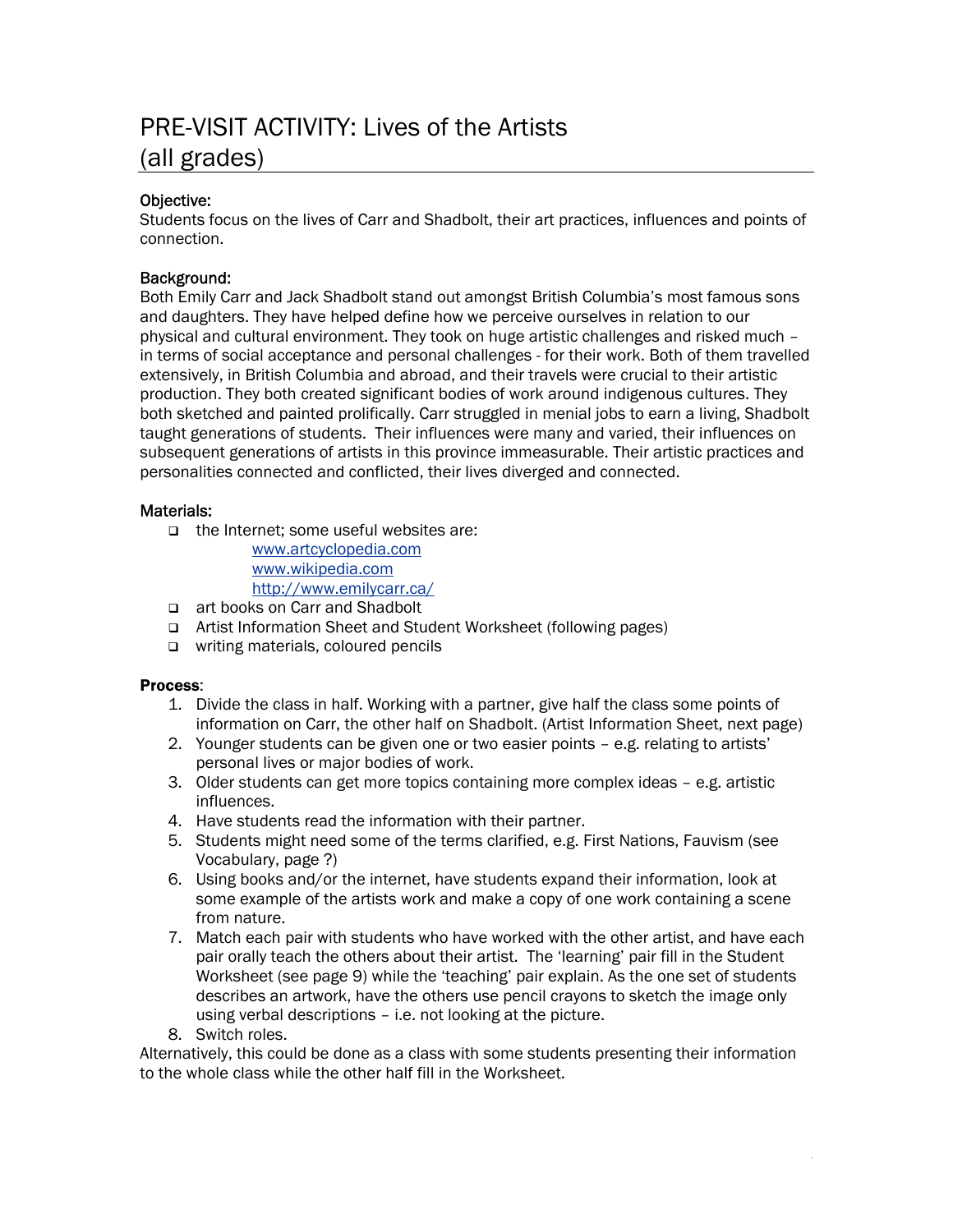# PRE-VISIT ACTIVITY: Lives of the Artists (all grades)

**Objective:**
Students focus on the lives of Carr and Shadbolt, their art practices, influences and points of connection.

**Background:**
Both Emily Carr and Jack Shadbolt stand out amongst British Columbia's most famous sons and daughters. They have helped define how we perceive ourselves in relation to our physical and cultural environment. They took on huge artistic challenges and risked much – in terms of social acceptance and personal challenges - for their work. Both of them travelled extensively, in British Columbia and abroad, and their travels were crucial to their artistic production. They both created significant bodies of work around indigenous cultures. They both sketched and painted prolifically. Carr struggled in menial jobs to earn a living, Shadbolt taught generations of students. Their influences were many and varied, their influences on subsequent generations of artists in this province immeasurable. Their artistic practices and personalities connected and conflicted, their lives diverged and connected.

**Materials:**

- the Internet; some useful websites are:
  - www.artcyclopedia.com
  - www.wikipedia.com
  - http://www.emilycarr.ca/
- art books on Carr and Shadbolt
- Artist Information Sheet and Student Worksheet (following pages)
- writing materials, coloured pencils

**Process**:

1. Divide the class in half. Working with a partner, give half the class some points of information on Carr, the other half on Shadbolt. (Artist Information Sheet, next page)
2. Younger students can be given one or two easier points – e.g. relating to artists' personal lives or major bodies of work.
3. Older students can get more topics containing more complex ideas – e.g. artistic influences.
4. Have students read the information with their partner.
5. Students might need some of the terms clarified, e.g. First Nations, Fauvism (see Vocabulary, page ?)
6. Using books and/or the internet, have students expand their information, look at some example of the artists work and make a copy of one work containing a scene from nature.
7. Match each pair with students who have worked with the other artist, and have each pair orally teach the others about their artist. The 'learning' pair fill in the Student Worksheet (see page 9) while the 'teaching' pair explain. As the one set of students describes an artwork, have the others use pencil crayons to sketch the image only using verbal descriptions – i.e. not looking at the picture.
8. Switch roles.

Alternatively, this could be done as a class with some students presenting their information to the whole class while the other half fill in the Worksheet.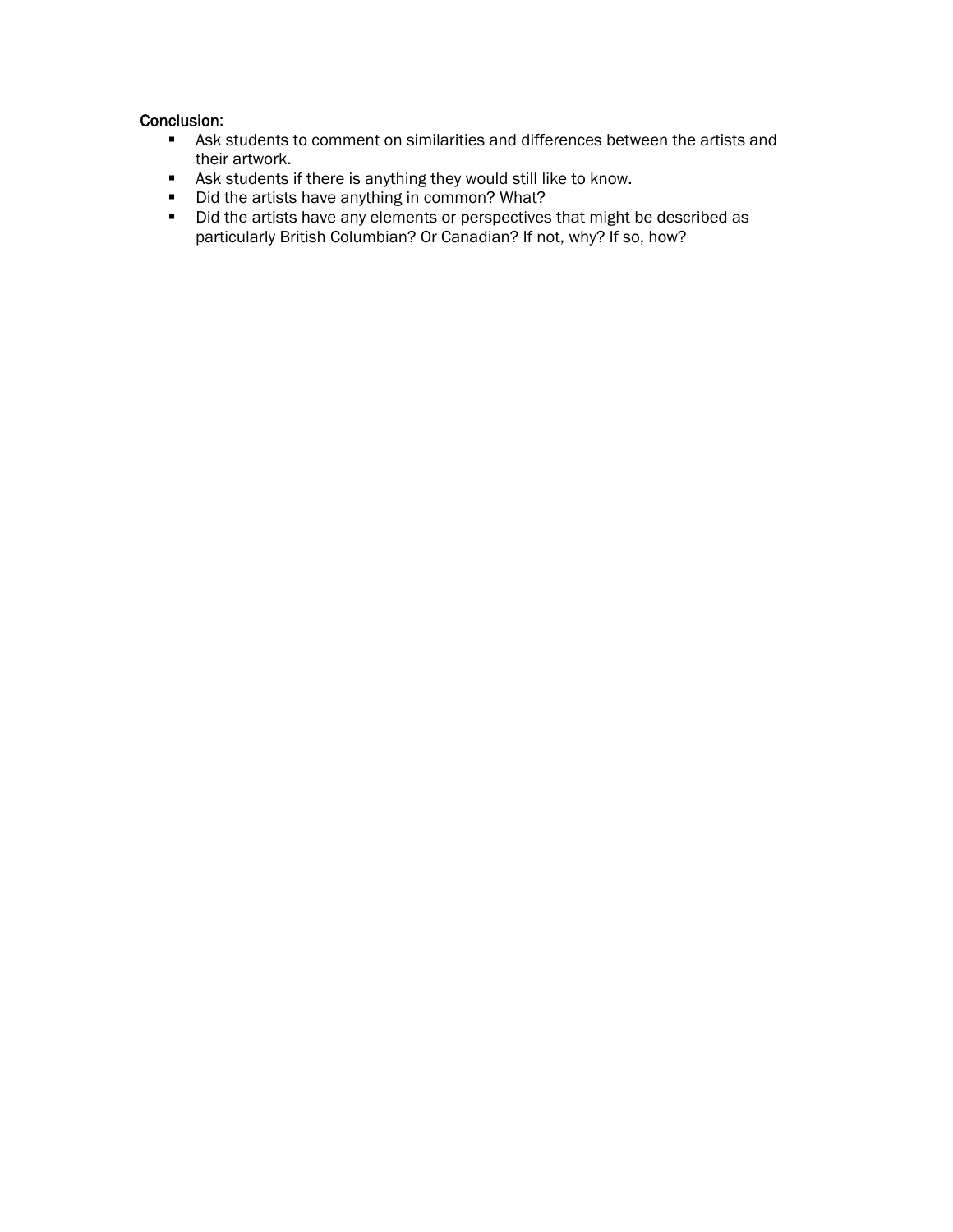Conclusion:

- Ask students to comment on similarities and differences between the artists and their artwork.
- Ask students if there is anything they would still like to know.
- Did the artists have anything in common? What?
- Did the artists have any elements or perspectives that might be described as particularly British Columbian? Or Canadian? If not, why? If so, how?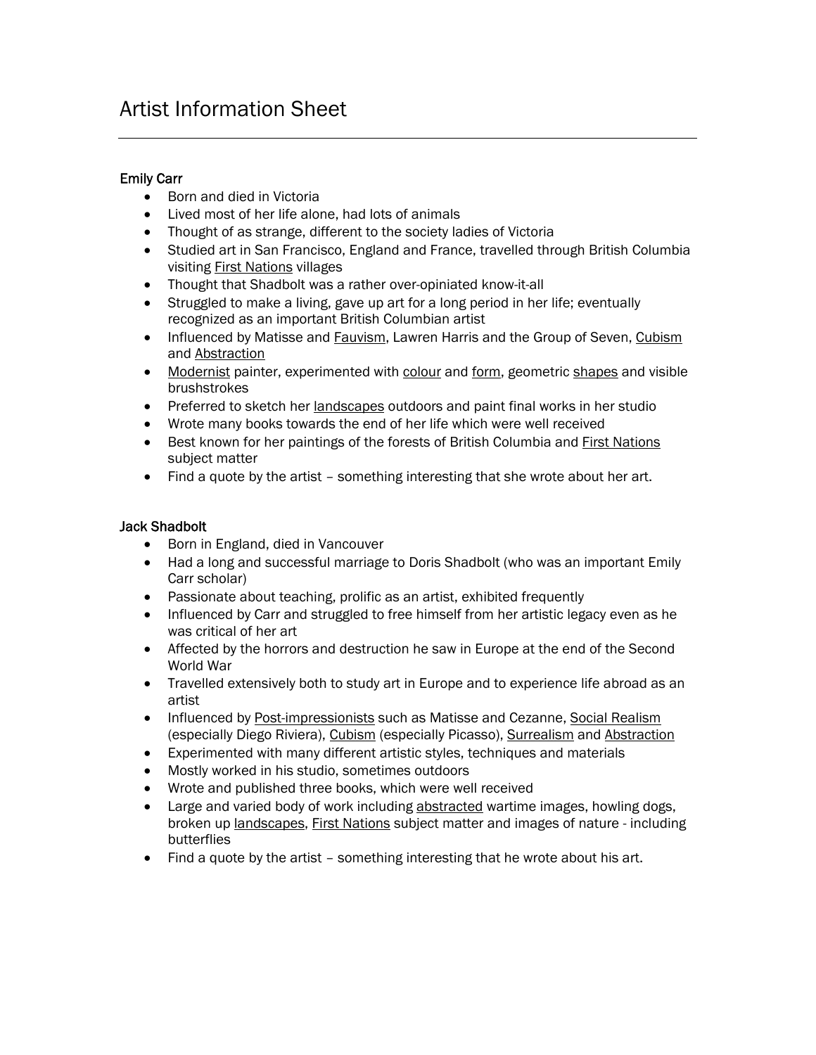# Artist Information Sheet

---

### Emily Carr

- Born and died in Victoria
- Lived most of her life alone, had lots of animals
- Thought of as strange, different to the society ladies of Victoria
- Studied art in San Francisco, England and France, travelled through British Columbia visiting First Nations villages
- Thought that Shadbolt was a rather over-opiniated know-it-all
- Struggled to make a living, gave up art for a long period in her life; eventually recognized as an important British Columbian artist
- Influenced by Matisse and Fauvism, Lawren Harris and the Group of Seven, Cubism and Abstraction
- Modernist painter, experimented with colour and form, geometric shapes and visible brushstrokes
- Preferred to sketch her landscapes outdoors and paint final works in her studio
- Wrote many books towards the end of her life which were well received
- Best known for her paintings of the forests of British Columbia and First Nations subject matter
- Find a quote by the artist – something interesting that she wrote about her art.

### Jack Shadbolt

- Born in England, died in Vancouver
- Had a long and successful marriage to Doris Shadbolt (who was an important Emily Carr scholar)
- Passionate about teaching, prolific as an artist, exhibited frequently
- Influenced by Carr and struggled to free himself from her artistic legacy even as he was critical of her art
- Affected by the horrors and destruction he saw in Europe at the end of the Second World War
- Travelled extensively both to study art in Europe and to experience life abroad as an artist
- Influenced by Post-impressionists such as Matisse and Cezanne, Social Realism (especially Diego Riviera), Cubism (especially Picasso), Surrealism and Abstraction
- Experimented with many different artistic styles, techniques and materials
- Mostly worked in his studio, sometimes outdoors
- Wrote and published three books, which were well received
- Large and varied body of work including abstracted wartime images, howling dogs, broken up landscapes, First Nations subject matter and images of nature - including butterflies
- Find a quote by the artist – something interesting that he wrote about his art.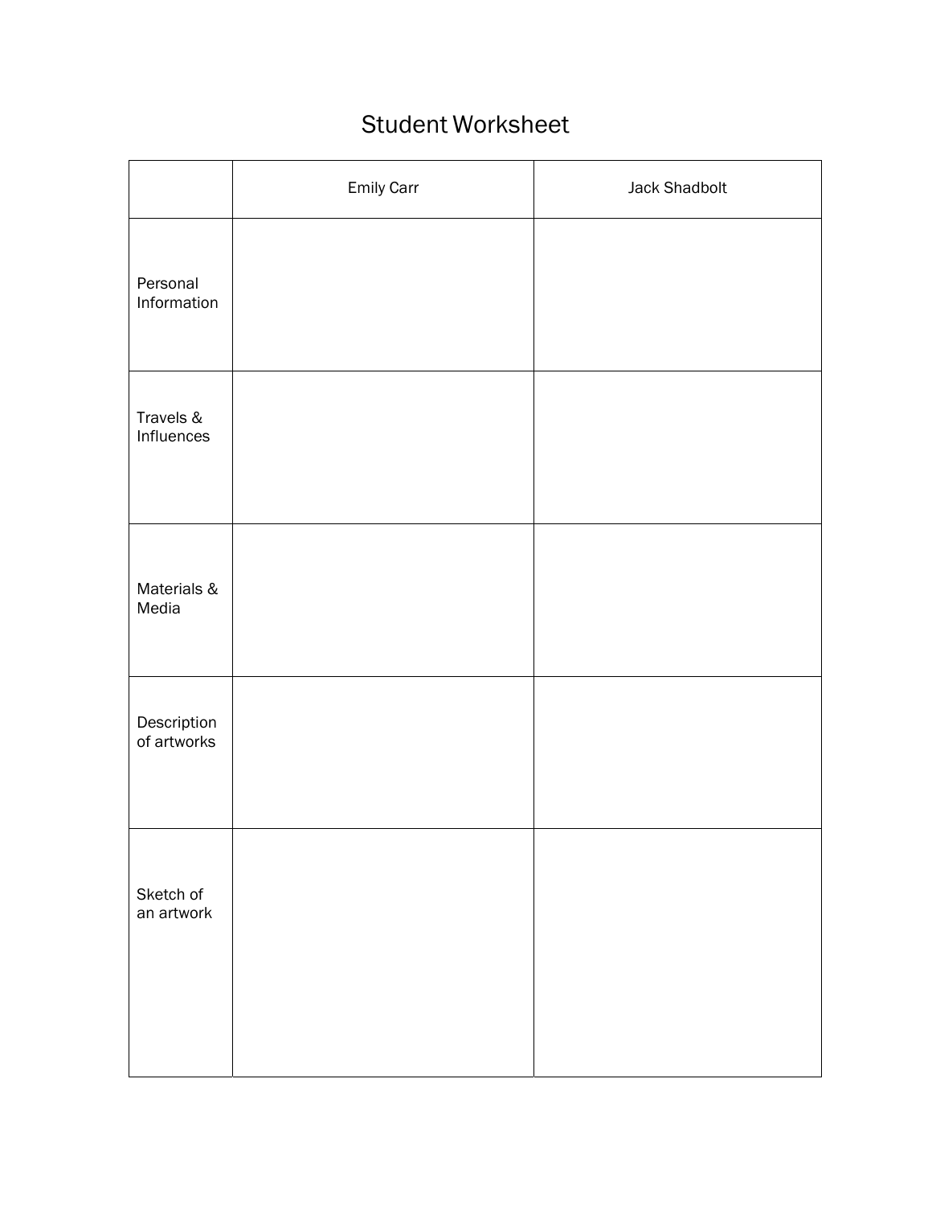# Student Worksheet

| | Emily Carr | Jack Shadbolt |
|---|---|---|
| Personal Information | | |
| Travels & Influences | | |
| Materials & Media | | |
| Description of artworks | | |
| Sketch of an artwork | | |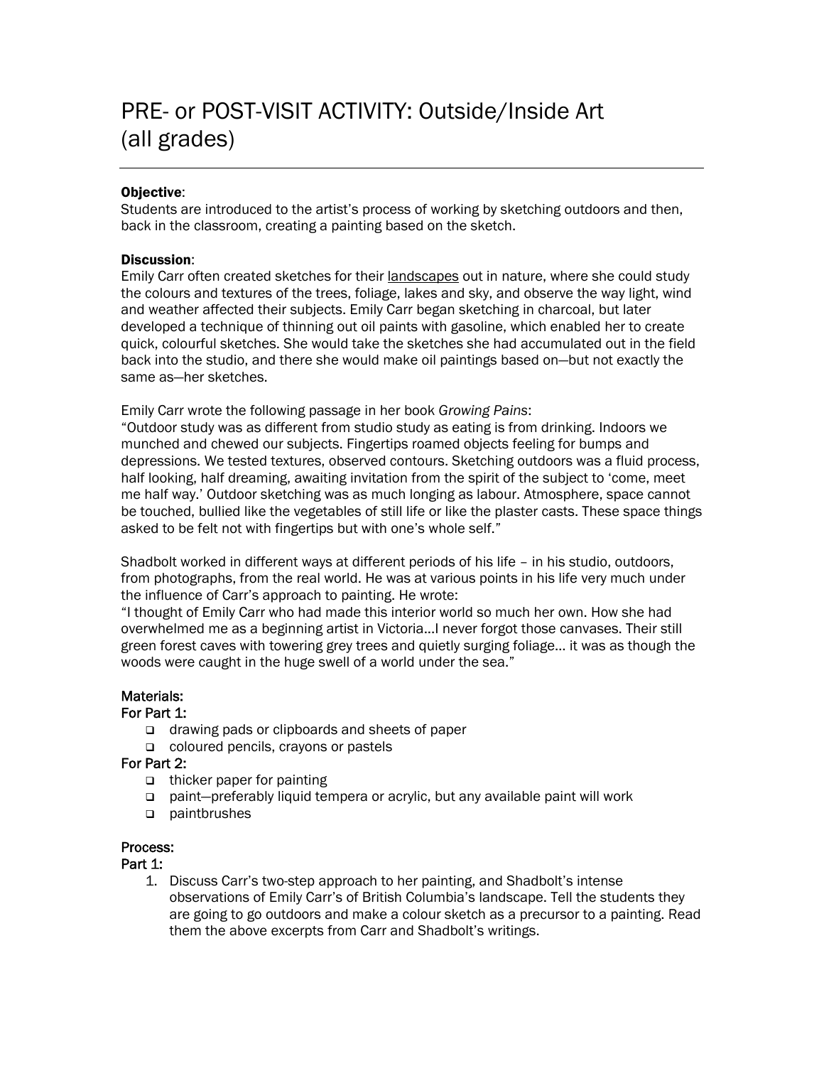# PRE- or POST-VISIT ACTIVITY: Outside/Inside Art (all grades)

---

**Objective**:

Students are introduced to the artist's process of working by sketching outdoors and then, back in the classroom, creating a painting based on the sketch.

**Discussion**:

Emily Carr often created sketches for their landscapes out in nature, where she could study the colours and textures of the trees, foliage, lakes and sky, and observe the way light, wind and weather affected their subjects. Emily Carr began sketching in charcoal, but later developed a technique of thinning out oil paints with gasoline, which enabled her to create quick, colourful sketches. She would take the sketches she had accumulated out in the field back into the studio, and there she would make oil paintings based on—but not exactly the same as—her sketches.

Emily Carr wrote the following passage in her book *Growing Pains*:

"Outdoor study was as different from studio study as eating is from drinking. Indoors we munched and chewed our subjects. Fingertips roamed objects feeling for bumps and depressions. We tested textures, observed contours. Sketching outdoors was a fluid process, half looking, half dreaming, awaiting invitation from the spirit of the subject to 'come, meet me half way.' Outdoor sketching was as much longing as labour. Atmosphere, space cannot be touched, bullied like the vegetables of still life or like the plaster casts. These space things asked to be felt not with fingertips but with one's whole self."

Shadbolt worked in different ways at different periods of his life – in his studio, outdoors, from photographs, from the real world. He was at various points in his life very much under the influence of Carr's approach to painting. He wrote:

"I thought of Emily Carr who had made this interior world so much her own. How she had overwhelmed me as a beginning artist in Victoria…I never forgot those canvases. Their still green forest caves with towering grey trees and quietly surging foliage… it was as though the woods were caught in the huge swell of a world under the sea."

**Materials:**

**For Part 1:**

- drawing pads or clipboards and sheets of paper
- coloured pencils, crayons or pastels

**For Part 2:**

- thicker paper for painting
- paint—preferably liquid tempera or acrylic, but any available paint will work
- paintbrushes

**Process:**

**Part 1:**

1. Discuss Carr's two-step approach to her painting, and Shadbolt's intense observations of Emily Carr's of British Columbia's landscape. Tell the students they are going to go outdoors and make a colour sketch as a precursor to a painting. Read them the above excerpts from Carr and Shadbolt's writings.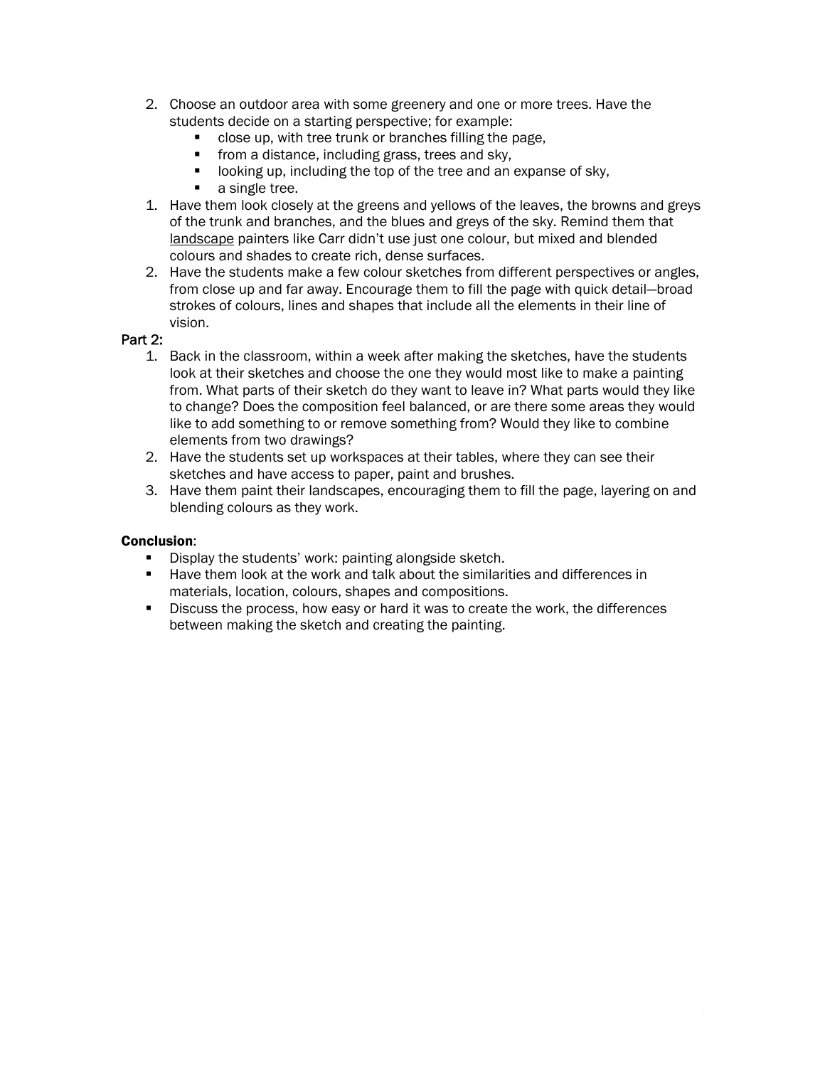2. Choose an outdoor area with some greenery and one or more trees. Have the students decide on a starting perspective; for example:
   - close up, with tree trunk or branches filling the page,
   - from a distance, including grass, trees and sky,
   - looking up, including the top of the tree and an expanse of sky,
   - a single tree.
1. Have them look closely at the greens and yellows of the leaves, the browns and greys of the trunk and branches, and the blues and greys of the sky. Remind them that landscape painters like Carr didn't use just one colour, but mixed and blended colours and shades to create rich, dense surfaces.
2. Have the students make a few colour sketches from different perspectives or angles, from close up and far away. Encourage them to fill the page with quick detail—broad strokes of colours, lines and shapes that include all the elements in their line of vision.

Part 2:

1. Back in the classroom, within a week after making the sketches, have the students look at their sketches and choose the one they would most like to make a painting from. What parts of their sketch do they want to leave in? What parts would they like to change? Does the composition feel balanced, or are there some areas they would like to add something to or remove something from? Would they like to combine elements from two drawings?
2. Have the students set up workspaces at their tables, where they can see their sketches and have access to paper, paint and brushes.
3. Have them paint their landscapes, encouraging them to fill the page, layering on and blending colours as they work.

**Conclusion**:

- Display the students' work: painting alongside sketch.
- Have them look at the work and talk about the similarities and differences in materials, location, colours, shapes and compositions.
- Discuss the process, how easy or hard it was to create the work, the differences between making the sketch and creating the painting.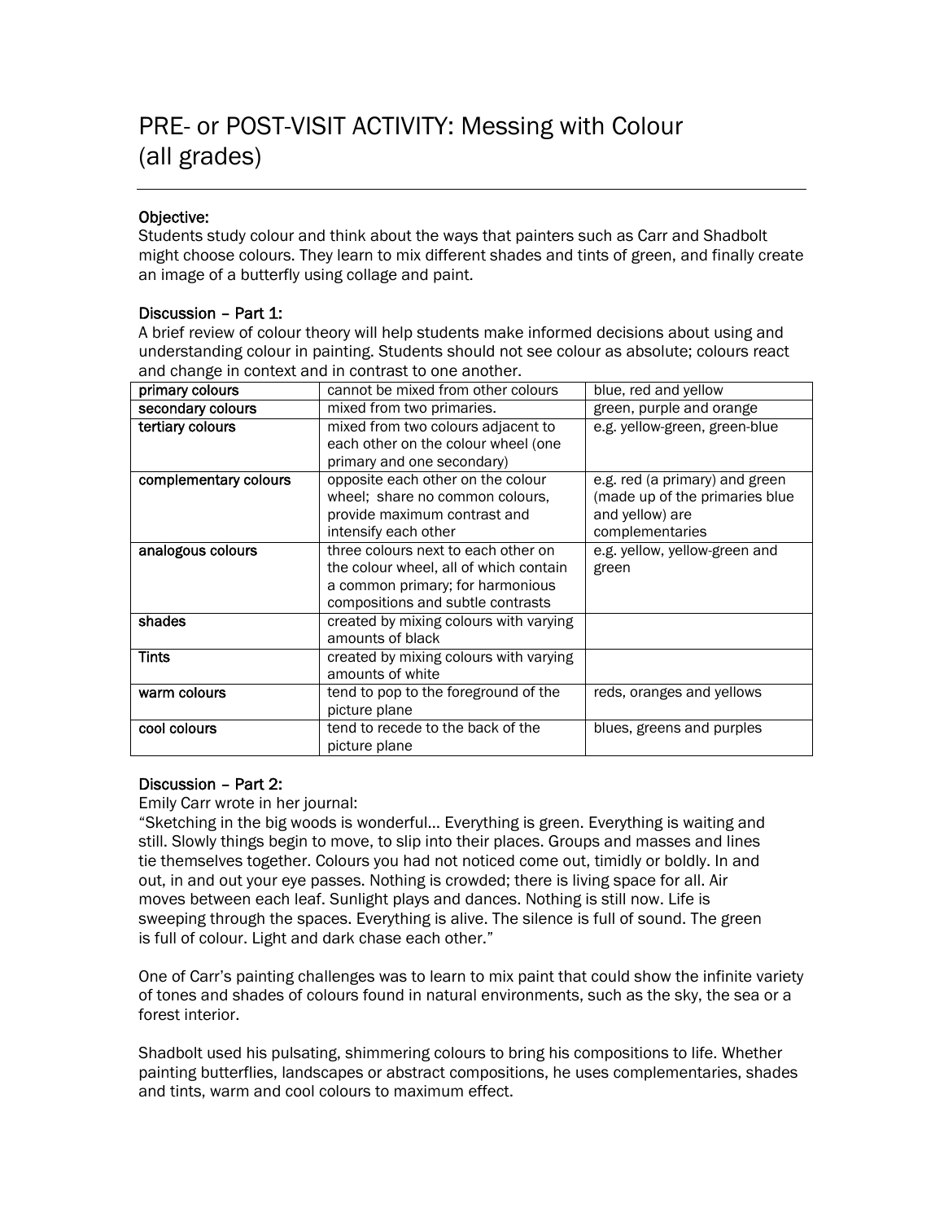# PRE- or POST-VISIT ACTIVITY: Messing with Colour (all grades)

---

**Objective:**
Students study colour and think about the ways that painters such as Carr and Shadbolt might choose colours. They learn to mix different shades and tints of green, and finally create an image of a butterfly using collage and paint.

**Discussion – Part 1:**
A brief review of colour theory will help students make informed decisions about using and understanding colour in painting. Students should not see colour as absolute; colours react and change in context and in contrast to one another.

| | | |
|---|---|---|
| **primary colours** | cannot be mixed from other colours | blue, red and yellow |
| **secondary colours** | mixed from two primaries. | green, purple and orange |
| **tertiary colours** | mixed from two colours adjacent to each other on the colour wheel (one primary and one secondary) | e.g. yellow-green, green-blue |
| **complementary colours** | opposite each other on the colour wheel; share no common colours, provide maximum contrast and intensify each other | e.g. red (a primary) and green (made up of the primaries blue and yellow) are complementaries |
| **analogous colours** | three colours next to each other on the colour wheel, all of which contain a common primary; for harmonious compositions and subtle contrasts | e.g. yellow, yellow-green and green |
| **shades** | created by mixing colours with varying amounts of black | |
| **Tints** | created by mixing colours with varying amounts of white | |
| **warm colours** | tend to pop to the foreground of the picture plane | reds, oranges and yellows |
| **cool colours** | tend to recede to the back of the picture plane | blues, greens and purples |

**Discussion – Part 2:**
Emily Carr wrote in her journal:
"Sketching in the big woods is wonderful… Everything is green. Everything is waiting and still. Slowly things begin to move, to slip into their places. Groups and masses and lines tie themselves together. Colours you had not noticed come out, timidly or boldly. In and out, in and out your eye passes. Nothing is crowded; there is living space for all. Air moves between each leaf. Sunlight plays and dances. Nothing is still now. Life is sweeping through the spaces. Everything is alive. The silence is full of sound. The green is full of colour. Light and dark chase each other."

One of Carr's painting challenges was to learn to mix paint that could show the infinite variety of tones and shades of colours found in natural environments, such as the sky, the sea or a forest interior.

Shadbolt used his pulsating, shimmering colours to bring his compositions to life. Whether painting butterflies, landscapes or abstract compositions, he uses complementaries, shades and tints, warm and cool colours to maximum effect.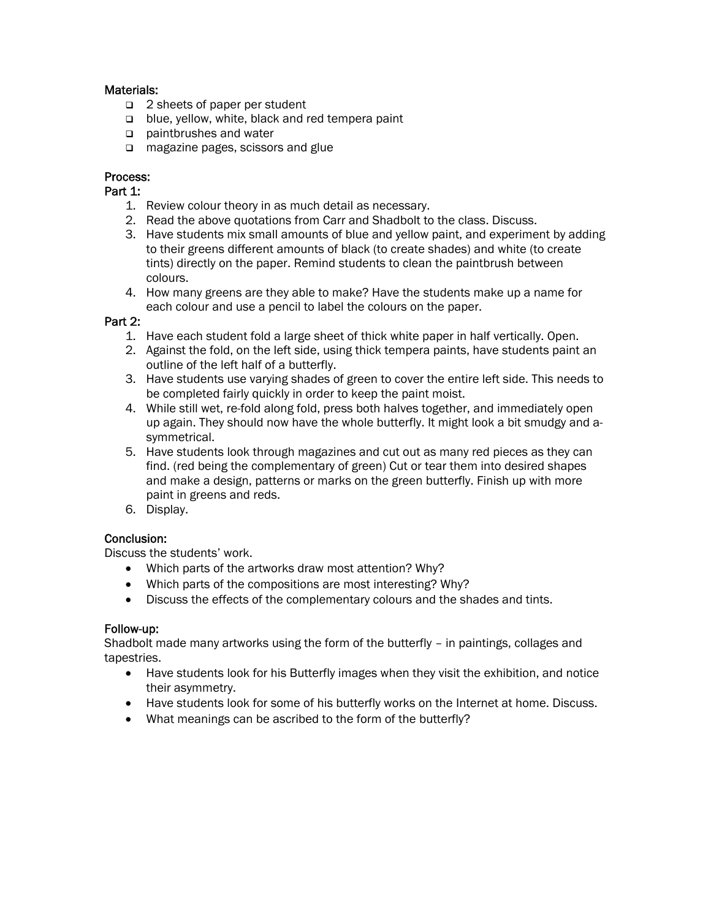Materials:

- 2 sheets of paper per student
- blue, yellow, white, black and red tempera paint
- paintbrushes and water
- magazine pages, scissors and glue

Process:

Part 1:

1. Review colour theory in as much detail as necessary.
2. Read the above quotations from Carr and Shadbolt to the class. Discuss.
3. Have students mix small amounts of blue and yellow paint, and experiment by adding to their greens different amounts of black (to create shades) and white (to create tints) directly on the paper. Remind students to clean the paintbrush between colours.
4. How many greens are they able to make? Have the students make up a name for each colour and use a pencil to label the colours on the paper.

Part 2:

1. Have each student fold a large sheet of thick white paper in half vertically. Open.
2. Against the fold, on the left side, using thick tempera paints, have students paint an outline of the left half of a butterfly.
3. Have students use varying shades of green to cover the entire left side. This needs to be completed fairly quickly in order to keep the paint moist.
4. While still wet, re-fold along fold, press both halves together, and immediately open up again. They should now have the whole butterfly. It might look a bit smudgy and a-symmetrical.
5. Have students look through magazines and cut out as many red pieces as they can find. (red being the complementary of green) Cut or tear them into desired shapes and make a design, patterns or marks on the green butterfly. Finish up with more paint in greens and reds.
6. Display.

Conclusion:

Discuss the students' work.

- Which parts of the artworks draw most attention? Why?
- Which parts of the compositions are most interesting? Why?
- Discuss the effects of the complementary colours and the shades and tints.

Follow-up:

Shadbolt made many artworks using the form of the butterfly – in paintings, collages and tapestries.

- Have students look for his Butterfly images when they visit the exhibition, and notice their asymmetry.
- Have students look for some of his butterfly works on the Internet at home. Discuss.
- What meanings can be ascribed to the form of the butterfly?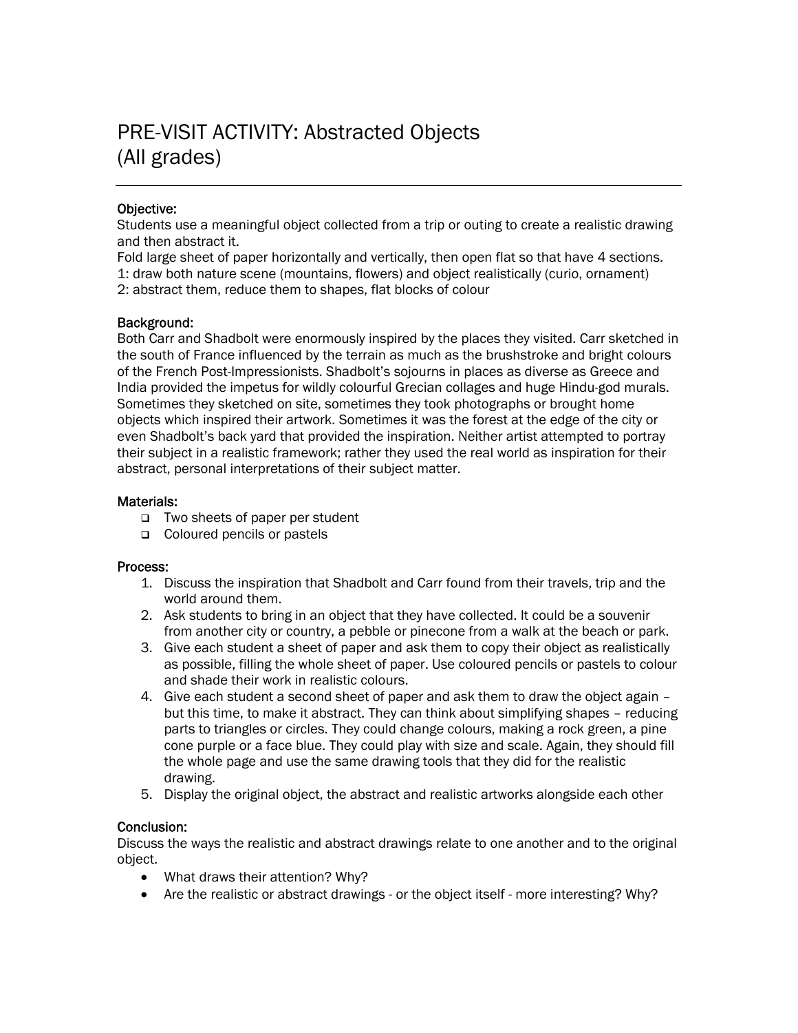# PRE-VISIT ACTIVITY: Abstracted Objects (All grades)

---

**Objective:**

Students use a meaningful object collected from a trip or outing to create a realistic drawing and then abstract it.

Fold large sheet of paper horizontally and vertically, then open flat so that have 4 sections.

1: draw both nature scene (mountains, flowers) and object realistically (curio, ornament)

2: abstract them, reduce them to shapes, flat blocks of colour

**Background:**

Both Carr and Shadbolt were enormously inspired by the places they visited. Carr sketched in the south of France influenced by the terrain as much as the brushstroke and bright colours of the French Post-Impressionists. Shadbolt's sojourns in places as diverse as Greece and India provided the impetus for wildly colourful Grecian collages and huge Hindu-god murals. Sometimes they sketched on site, sometimes they took photographs or brought home objects which inspired their artwork. Sometimes it was the forest at the edge of the city or even Shadbolt's back yard that provided the inspiration. Neither artist attempted to portray their subject in a realistic framework; rather they used the real world as inspiration for their abstract, personal interpretations of their subject matter.

**Materials:**

- Two sheets of paper per student
- Coloured pencils or pastels

**Process:**

1. Discuss the inspiration that Shadbolt and Carr found from their travels, trip and the world around them.
2. Ask students to bring in an object that they have collected. It could be a souvenir from another city or country, a pebble or pinecone from a walk at the beach or park.
3. Give each student a sheet of paper and ask them to copy their object as realistically as possible, filling the whole sheet of paper. Use coloured pencils or pastels to colour and shade their work in realistic colours.
4. Give each student a second sheet of paper and ask them to draw the object again – but this time, to make it abstract. They can think about simplifying shapes – reducing parts to triangles or circles. They could change colours, making a rock green, a pine cone purple or a face blue. They could play with size and scale. Again, they should fill the whole page and use the same drawing tools that they did for the realistic drawing.
5. Display the original object, the abstract and realistic artworks alongside each other

**Conclusion:**

Discuss the ways the realistic and abstract drawings relate to one another and to the original object.

- What draws their attention? Why?
- Are the realistic or abstract drawings - or the object itself - more interesting? Why?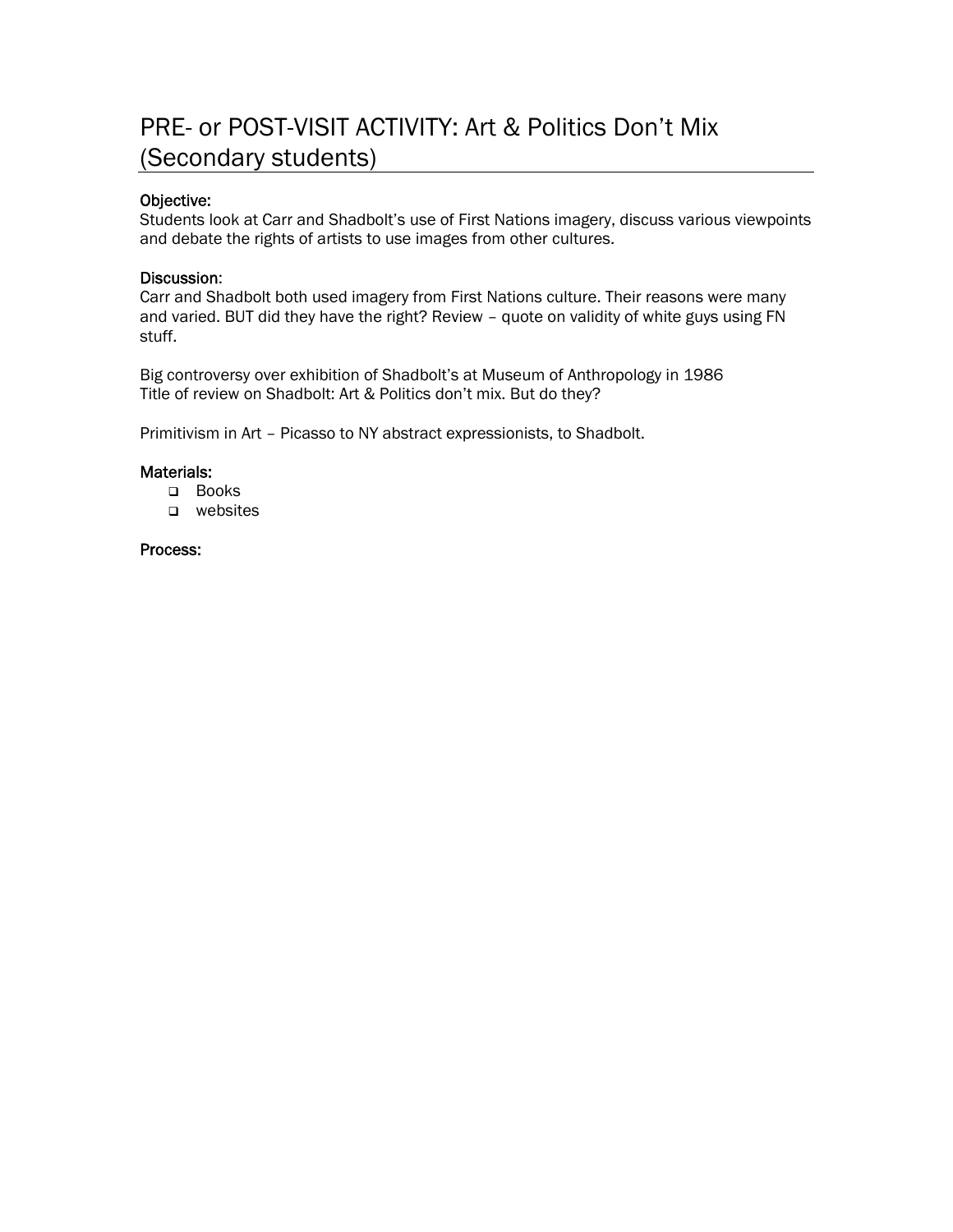# PRE- or POST-VISIT ACTIVITY: Art & Politics Don't Mix (Secondary students)

**Objective:**
Students look at Carr and Shadbolt's use of First Nations imagery, discuss various viewpoints and debate the rights of artists to use images from other cultures.

**Discussion:**
Carr and Shadbolt both used imagery from First Nations culture. Their reasons were many and varied. BUT did they have the right? Review – quote on validity of white guys using FN stuff.

Big controversy over exhibition of Shadbolt's at Museum of Anthropology in 1986
Title of review on Shadbolt: Art & Politics don't mix. But do they?

Primitivism in Art – Picasso to NY abstract expressionists, to Shadbolt.

**Materials:**

- Books
- websites

**Process:**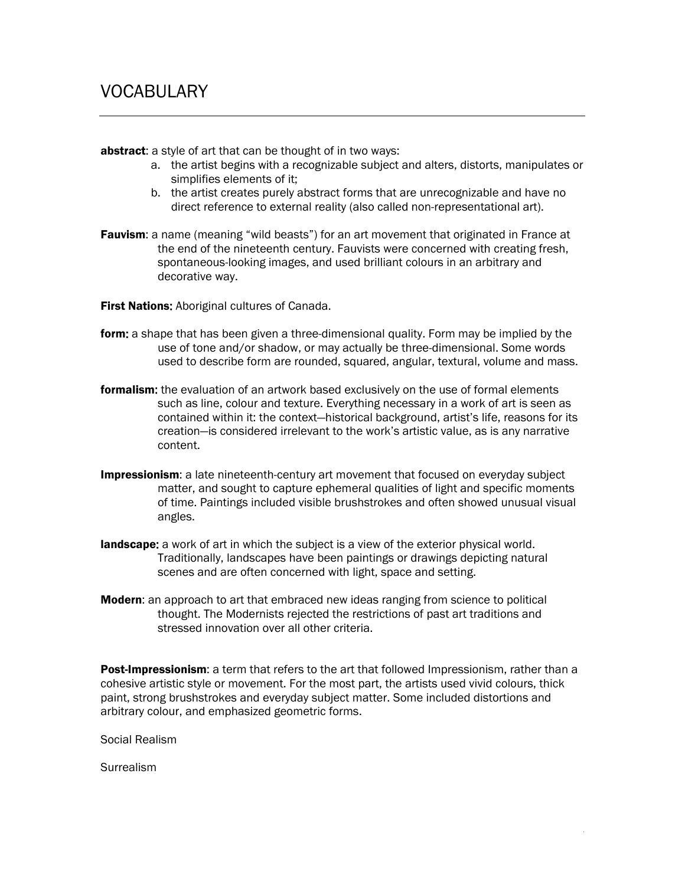# VOCABULARY

**abstract**: a style of art that can be thought of in two ways:

a. the artist begins with a recognizable subject and alters, distorts, manipulates or simplifies elements of it;
b. the artist creates purely abstract forms that are unrecognizable and have no direct reference to external reality (also called non-representational art).

**Fauvism**: a name (meaning "wild beasts") for an art movement that originated in France at the end of the nineteenth century. Fauvists were concerned with creating fresh, spontaneous-looking images, and used brilliant colours in an arbitrary and decorative way.

**First Nations**: Aboriginal cultures of Canada.

**form**: a shape that has been given a three-dimensional quality. Form may be implied by the use of tone and/or shadow, or may actually be three-dimensional. Some words used to describe form are rounded, squared, angular, textural, volume and mass.

**formalism**: the evaluation of an artwork based exclusively on the use of formal elements such as line, colour and texture. Everything necessary in a work of art is seen as contained within it: the context—historical background, artist's life, reasons for its creation—is considered irrelevant to the work's artistic value, as is any narrative content.

**Impressionism**: a late nineteenth-century art movement that focused on everyday subject matter, and sought to capture ephemeral qualities of light and specific moments of time. Paintings included visible brushstrokes and often showed unusual visual angles.

**landscape**: a work of art in which the subject is a view of the exterior physical world. Traditionally, landscapes have been paintings or drawings depicting natural scenes and are often concerned with light, space and setting.

**Modern**: an approach to art that embraced new ideas ranging from science to political thought. The Modernists rejected the restrictions of past art traditions and stressed innovation over all other criteria.

**Post-Impressionism**: a term that refers to the art that followed Impressionism, rather than a cohesive artistic style or movement. For the most part, the artists used vivid colours, thick paint, strong brushstrokes and everyday subject matter. Some included distortions and arbitrary colour, and emphasized geometric forms.

Social Realism

Surrealism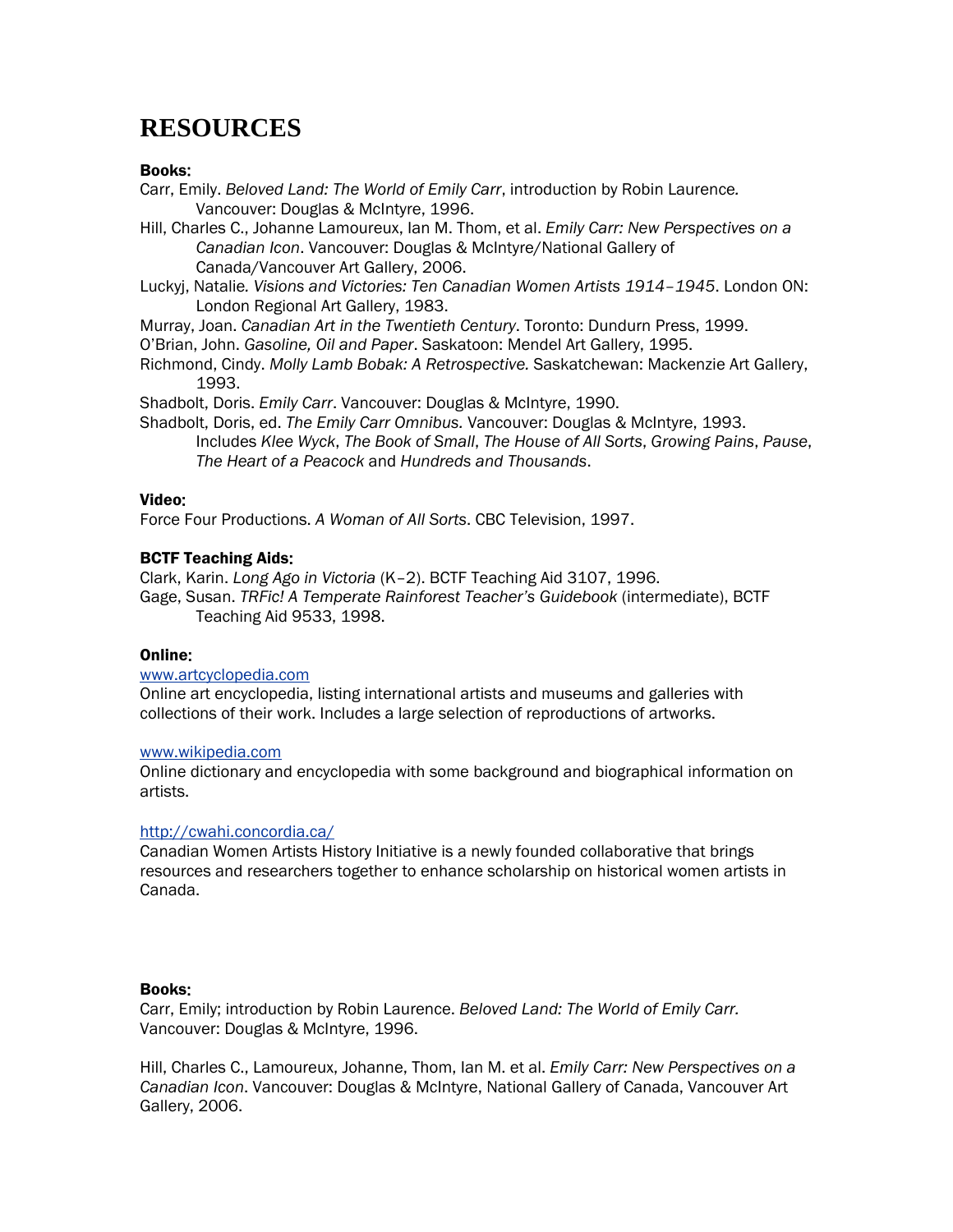# RESOURCES

**Books:**

Carr, Emily. *Beloved Land: The World of Emily Carr*, introduction by Robin Laurence. Vancouver: Douglas & McIntyre, 1996.

Hill, Charles C., Johanne Lamoureux, Ian M. Thom, et al. *Emily Carr: New Perspectives on a Canadian Icon*. Vancouver: Douglas & McIntyre/National Gallery of Canada/Vancouver Art Gallery, 2006.

Luckyj, Natalie. *Visions and Victories: Ten Canadian Women Artists 1914–1945*. London ON: London Regional Art Gallery, 1983.

Murray, Joan. *Canadian Art in the Twentieth Century*. Toronto: Dundurn Press, 1999.

O'Brian, John. *Gasoline, Oil and Paper*. Saskatoon: Mendel Art Gallery, 1995.

Richmond, Cindy. *Molly Lamb Bobak: A Retrospective*. Saskatchewan: Mackenzie Art Gallery, 1993.

Shadbolt, Doris. *Emily Carr*. Vancouver: Douglas & McIntyre, 1990.

Shadbolt, Doris, ed. *The Emily Carr Omnibus.* Vancouver: Douglas & McIntyre, 1993. Includes *Klee Wyck*, *The Book of Small*, *The House of All Sorts*, *Growing Pains*, *Pause*, *The Heart of a Peacock* and *Hundreds and Thousands*.

**Video:**

Force Four Productions. *A Woman of All Sorts*. CBC Television, 1997.

**BCTF Teaching Aids:**

Clark, Karin. *Long Ago in Victoria* (K–2). BCTF Teaching Aid 3107, 1996.

Gage, Susan. *TRFic! A Temperate Rainforest Teacher's Guidebook* (intermediate), BCTF Teaching Aid 9533, 1998.

**Online:**

www.artcyclopedia.com

Online art encyclopedia, listing international artists and museums and galleries with collections of their work. Includes a large selection of reproductions of artworks.

www.wikipedia.com

Online dictionary and encyclopedia with some background and biographical information on artists.

http://cwahi.concordia.ca/

Canadian Women Artists History Initiative is a newly founded collaborative that brings resources and researchers together to enhance scholarship on historical women artists in Canada.

**Books:**

Carr, Emily; introduction by Robin Laurence. *Beloved Land: The World of Emily Carr.* Vancouver: Douglas & McIntyre, 1996.

Hill, Charles C., Lamoureux, Johanne, Thom, Ian M. et al. *Emily Carr: New Perspectives on a Canadian Icon*. Vancouver: Douglas & McIntyre, National Gallery of Canada, Vancouver Art Gallery, 2006.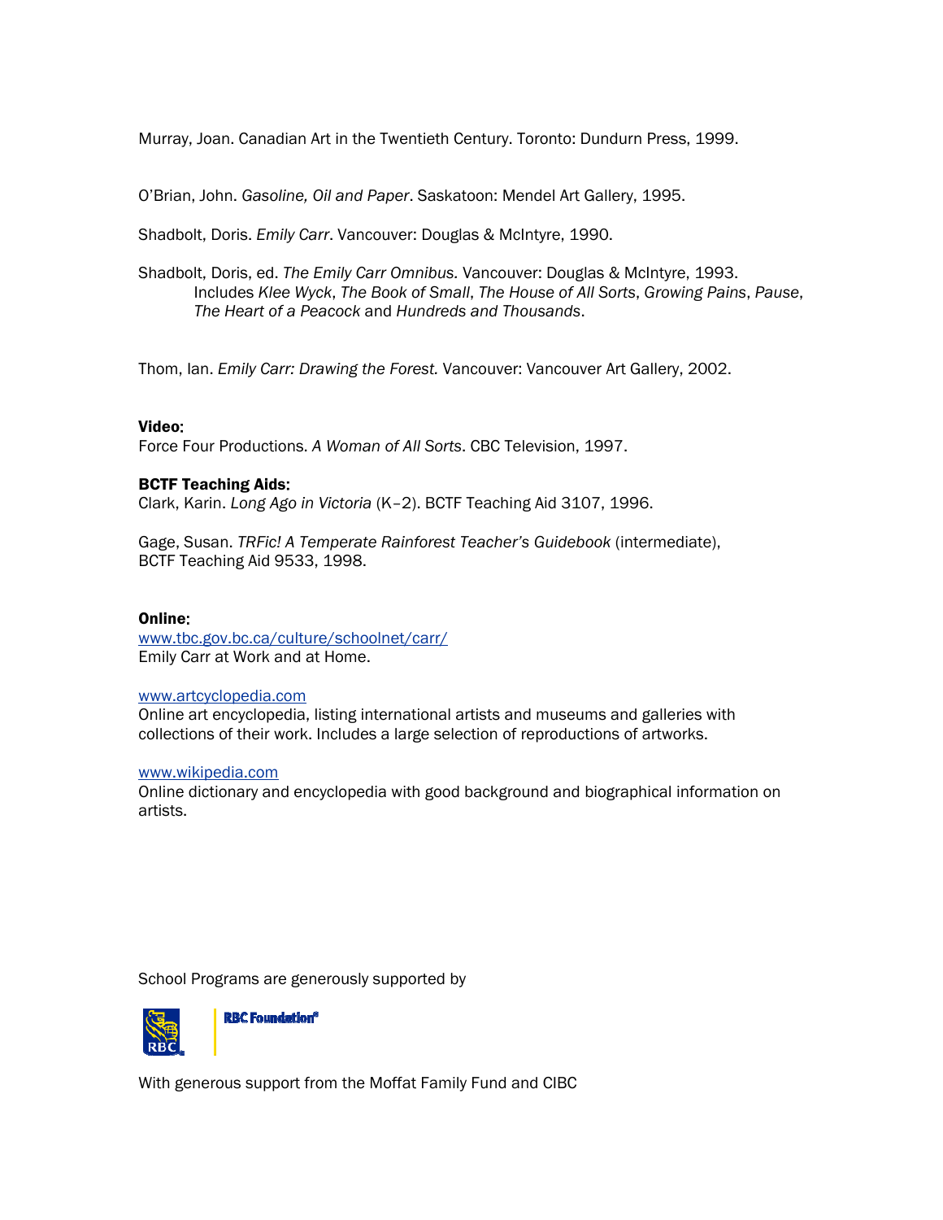Murray, Joan. Canadian Art in the Twentieth Century. Toronto: Dundurn Press, 1999.

O'Brian, John. *Gasoline, Oil and Paper*. Saskatoon: Mendel Art Gallery, 1995.

Shadbolt, Doris. *Emily Carr*. Vancouver: Douglas & McIntyre, 1990.

Shadbolt, Doris, ed. *The Emily Carr Omnibus.* Vancouver: Douglas & McIntyre, 1993.
Includes *Klee Wyck*, *The Book of Small*, *The House of All Sorts*, *Growing Pains*, *Pause*, *The Heart of a Peacock* and *Hundreds and Thousands*.

Thom, Ian. *Emily Carr: Drawing the Forest.* Vancouver: Vancouver Art Gallery, 2002.

**Video:**
Force Four Productions. *A Woman of All Sorts*. CBC Television, 1997.

**BCTF Teaching Aids:**
Clark, Karin. *Long Ago in Victoria* (K–2). BCTF Teaching Aid 3107, 1996.

Gage, Susan. *TRFic! A Temperate Rainforest Teacher's Guidebook* (intermediate), BCTF Teaching Aid 9533, 1998.

**Online:**
www.tbc.gov.bc.ca/culture/schoolnet/carr/
Emily Carr at Work and at Home.

www.artcyclopedia.com
Online art encyclopedia, listing international artists and museums and galleries with collections of their work. Includes a large selection of reproductions of artworks.

www.wikipedia.com
Online dictionary and encyclopedia with good background and biographical information on artists.

School Programs are generously supported by

RBC Foundation®

With generous support from the Moffat Family Fund and CIBC